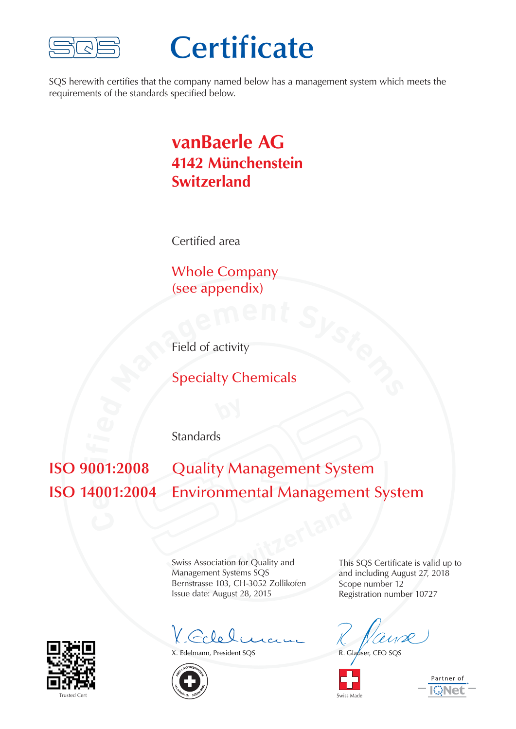SQS

# Certificate

SQS herewith certifies that the company named below has a management system which meets the requirements of the standards specified below.

## vanBaerle AG
### 4142 Münchenstein
### Switzerland

Certified area

Whole Company
(see appendix)

Field of activity

Specialty Chemicals

Standards

| | |
|---|---|
| **ISO 9001:2008** | Quality Management System |
| **ISO 14001:2004** | Environmental Management System |

Swiss Association for Quality and Management Systems SQS
Bernstrasse 103, CH-3052 Zollikofen
Issue date: August 28, 2015

This SQS Certificate is valid up to and including August 27, 2018
Scope number 12
Registration number 10727

X. Edelmann, President SQS

R. Glauser, CEO SQS

Trusted Cert

Swiss Made

Partner of IQNet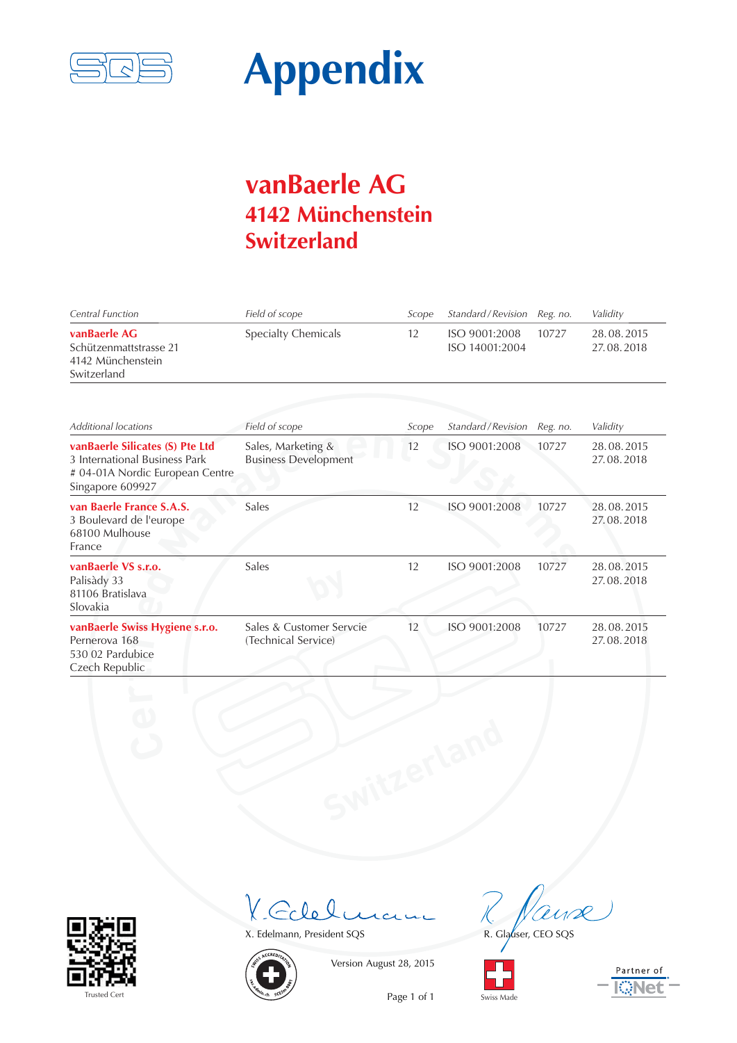# Appendix

## vanBaerle AG
## 4142 Münchenstein
## Switzerland

| *Central Function* | *Field of scope* | *Scope* | *Standard / Revision* | *Reg. no.* | *Validity* |
|---|---|---|---|---|---|
| **vanBaerle AG**<br>Schützenmattstrasse 21<br>4142 Münchenstein<br>Switzerland | Specialty Chemicals | 12 | ISO 9001:2008<br>ISO 14001:2004 | 10727 | 28.08.2015<br>27.08.2018 |

| *Additional locations* | *Field of scope* | *Scope* | *Standard / Revision* | *Reg. no.* | *Validity* |
|---|---|---|---|---|---|
| **vanBaerle Silicates (S) Pte Ltd**<br>3 International Business Park<br># 04-01A Nordic European Centre<br>Singapore 609927 | Sales, Marketing & Business Development | 12 | ISO 9001:2008 | 10727 | 28.08.2015<br>27.08.2018 |
| **van Baerle France S.A.S.**<br>3 Boulevard de l'europe<br>68100 Mulhouse<br>France | Sales | 12 | ISO 9001:2008 | 10727 | 28.08.2015<br>27.08.2018 |
| **vanBaerle VS s.r.o.**<br>Palisàdy 33<br>81106 Bratislava<br>Slovakia | Sales | 12 | ISO 9001:2008 | 10727 | 28.08.2015<br>27.08.2018 |
| **vanBaerle Swiss Hygiene s.r.o.**<br>Pernerova 168<br>530 02 Pardubice<br>Czech Republic | Sales & Customer Servcie (Technical Service) | 12 | ISO 9001:2008 | 10727 | 28.08.2015<br>27.08.2018 |

Trusted Cert

X. Edelmann, President SQS

R. Glauser, CEO SQS

Version August 28, 2015

Swiss Made

Partner of IQNet